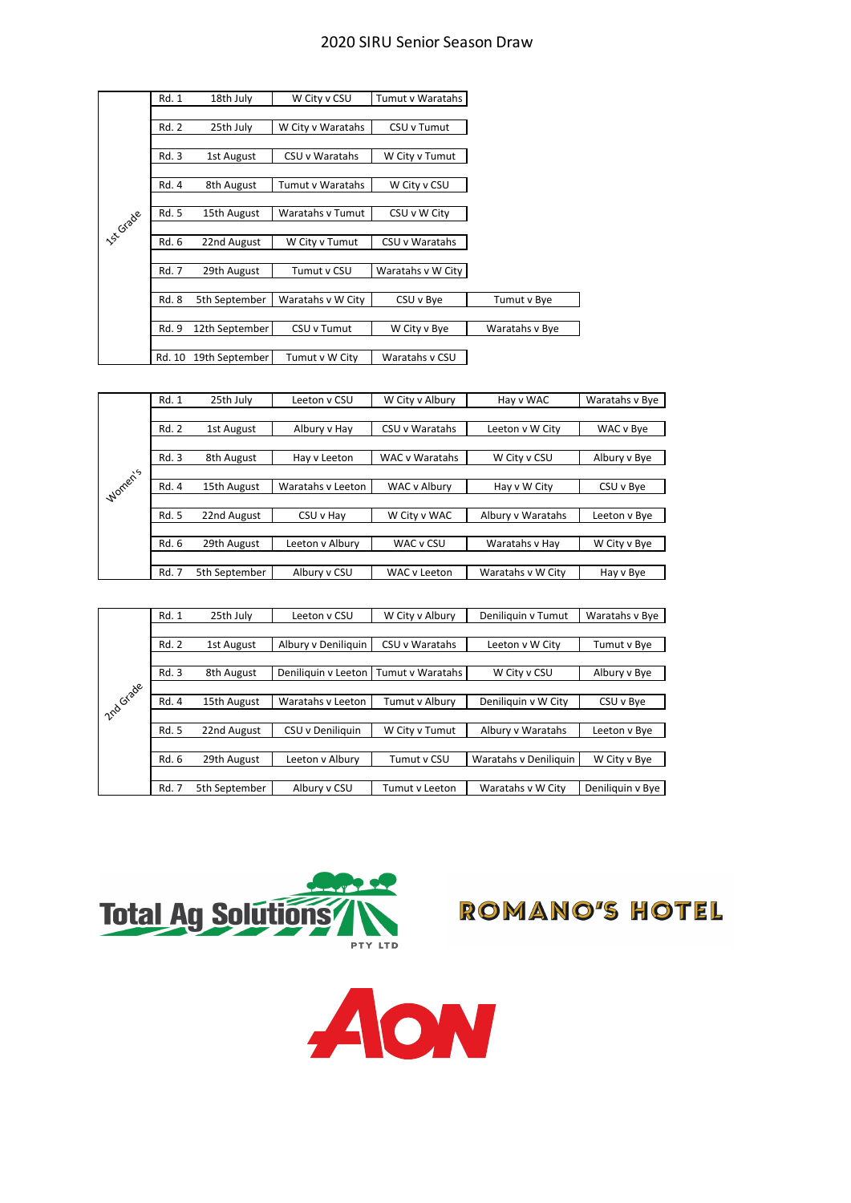# 2020 SIRU Senior Season Draw

## 1st Grade

| Round | Date | Match | Match | Match |
|---|---|---|---|---|
| Rd. 1 | 18th July | W City v CSU | Tumut v Waratahs | |
| Rd. 2 | 25th July | W City v Waratahs | CSU v Tumut | |
| Rd. 3 | 1st August | CSU v Waratahs | W City v Tumut | |
| Rd. 4 | 8th August | Tumut v Waratahs | W City v CSU | |
| Rd. 5 | 15th August | Waratahs v Tumut | CSU v W City | |
| Rd. 6 | 22nd August | W City v Tumut | CSU v Waratahs | |
| Rd. 7 | 29th August | Tumut v CSU | Waratahs v W City | |
| Rd. 8 | 5th September | Waratahs v W City | CSU v Bye | Tumut v Bye |
| Rd. 9 | 12th September | CSU v Tumut | W City v Bye | Waratahs v Bye |
| Rd. 10 | 19th September | Tumut v W City | Waratahs v CSU | |

## Women's

| Round | Date | Match | Match | Match | Match |
|---|---|---|---|---|---|
| Rd. 1 | 25th July | Leeton v CSU | W City v Albury | Hay v WAC | Waratahs v Bye |
| Rd. 2 | 1st August | Albury v Hay | CSU v Waratahs | Leeton v W City | WAC v Bye |
| Rd. 3 | 8th August | Hay v Leeton | WAC v Waratahs | W City v CSU | Albury v Bye |
| Rd. 4 | 15th August | Waratahs v Leeton | WAC v Albury | Hay v W City | CSU v Bye |
| Rd. 5 | 22nd August | CSU v Hay | W City v WAC | Albury v Waratahs | Leeton v Bye |
| Rd. 6 | 29th August | Leeton v Albury | WAC v CSU | Waratahs v Hay | W City v Bye |
| Rd. 7 | 5th September | Albury v CSU | WAC v Leeton | Waratahs v W City | Hay v Bye |

## 2nd Grade

| Round | Date | Match | Match | Match | Match |
|---|---|---|---|---|---|
| Rd. 1 | 25th July | Leeton v CSU | W City v Albury | Deniliquin v Tumut | Waratahs v Bye |
| Rd. 2 | 1st August | Albury v Deniliquin | CSU v Waratahs | Leeton v W City | Tumut v Bye |
| Rd. 3 | 8th August | Deniliquin v Leeton | Tumut v Waratahs | W City v CSU | Albury v Bye |
| Rd. 4 | 15th August | Waratahs v Leeton | Tumut v Albury | Deniliquin v W City | CSU v Bye |
| Rd. 5 | 22nd August | CSU v Deniliquin | W City v Tumut | Albury v Waratahs | Leeton v Bye |
| Rd. 6 | 29th August | Leeton v Albury | Tumut v CSU | Waratahs v Deniliquin | W City v Bye |
| Rd. 7 | 5th September | Albury v CSU | Tumut v Leeton | Waratahs v W City | Deniliquin v Bye |

Total Ag Solutions PTY LTD

ROMANO'S HOTEL

AON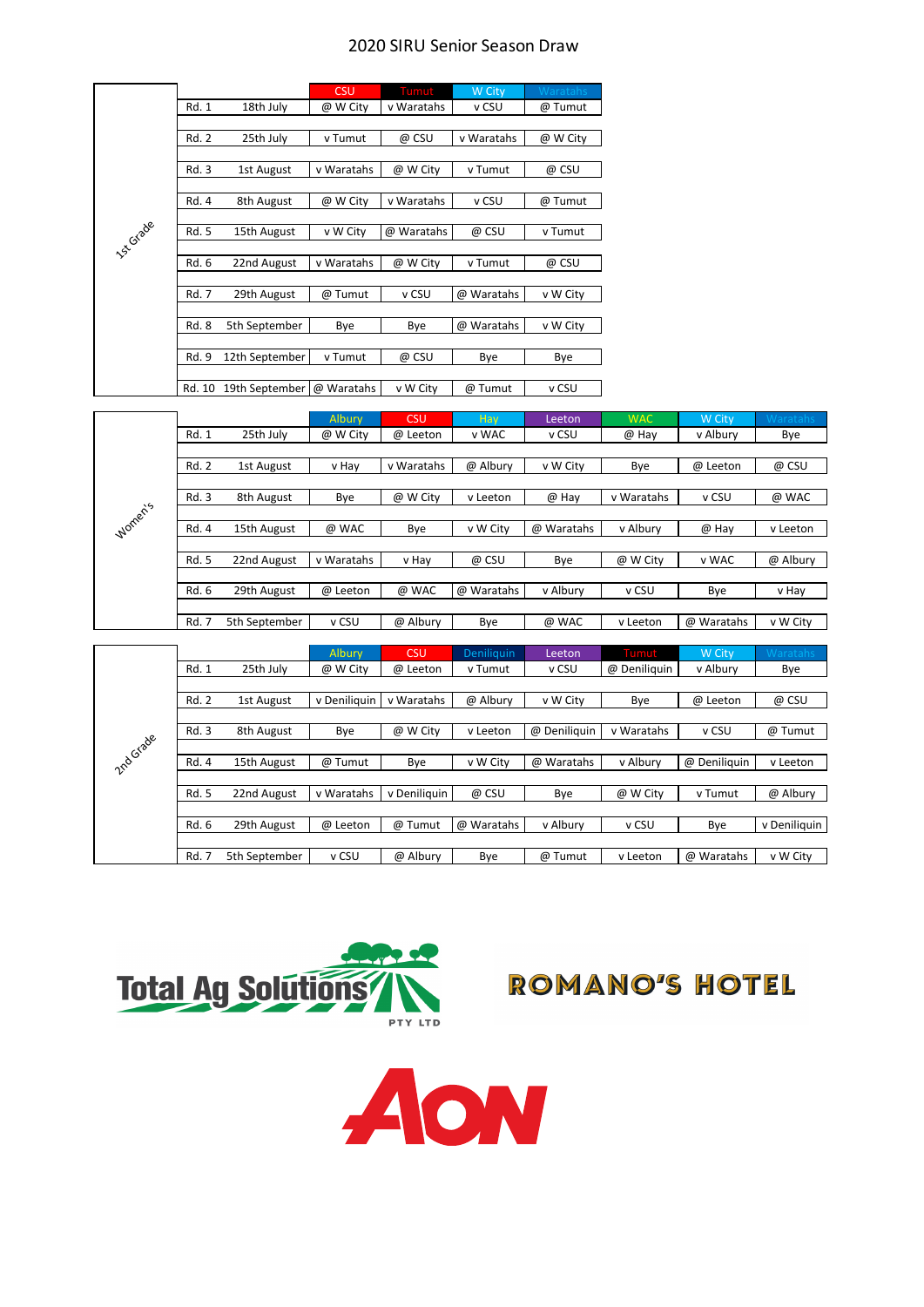# 2020 SIRU Senior Season Draw

## 1st Grade

| | | CSU | Tumut | W City | Waratahs |
|---|---|---|---|---|---|
| Rd. 1 | 18th July | @ W City | v Waratahs | v CSU | @ Tumut |
| Rd. 2 | 25th July | v Tumut | @ CSU | v Waratahs | @ W City |
| Rd. 3 | 1st August | v Waratahs | @ W City | v Tumut | @ CSU |
| Rd. 4 | 8th August | @ W City | v Waratahs | v CSU | @ Tumut |
| Rd. 5 | 15th August | v W City | @ Waratahs | @ CSU | v Tumut |
| Rd. 6 | 22nd August | v Waratahs | @ W City | v Tumut | @ CSU |
| Rd. 7 | 29th August | @ Tumut | v CSU | @ Waratahs | v W City |
| Rd. 8 | 5th September | Bye | Bye | @ Waratahs | v W City |
| Rd. 9 | 12th September | v Tumut | @ CSU | Bye | Bye |
| Rd. 10 | 19th September | @ Waratahs | v W City | @ Tumut | v CSU |

## Women's

| | | Albury | CSU | Hay | Leeton | WAC | W City | Waratahs |
|---|---|---|---|---|---|---|---|---|
| Rd. 1 | 25th July | @ W City | @ Leeton | v WAC | v CSU | @ Hay | v Albury | Bye |
| Rd. 2 | 1st August | v Hay | v Waratahs | @ Albury | v W City | Bye | @ Leeton | @ CSU |
| Rd. 3 | 8th August | Bye | @ W City | v Leeton | @ Hay | v Waratahs | v CSU | @ WAC |
| Rd. 4 | 15th August | @ WAC | Bye | v W City | @ Waratahs | v Albury | @ Hay | v Leeton |
| Rd. 5 | 22nd August | v Waratahs | v Hay | @ CSU | Bye | @ W City | v WAC | @ Albury |
| Rd. 6 | 29th August | @ Leeton | @ WAC | @ Waratahs | v Albury | v CSU | Bye | v Hay |
| Rd. 7 | 5th September | v CSU | @ Albury | Bye | @ WAC | v Leeton | @ Waratahs | v W City |

## 2nd Grade

| | | Albury | CSU | Deniliquin | Leeton | Tumut | W City | Waratahs |
|---|---|---|---|---|---|---|---|---|
| Rd. 1 | 25th July | @ W City | @ Leeton | v Tumut | v CSU | @ Deniliquin | v Albury | Bye |
| Rd. 2 | 1st August | v Deniliquin | v Waratahs | @ Albury | v W City | Bye | @ Leeton | @ CSU |
| Rd. 3 | 8th August | Bye | @ W City | v Leeton | @ Deniliquin | v Waratahs | v CSU | @ Tumut |
| Rd. 4 | 15th August | @ Tumut | Bye | v W City | @ Waratahs | v Albury | @ Deniliquin | v Leeton |
| Rd. 5 | 22nd August | v Waratahs | v Deniliquin | @ CSU | Bye | @ W City | v Tumut | @ Albury |
| Rd. 6 | 29th August | @ Leeton | @ Tumut | @ Waratahs | v Albury | v CSU | Bye | v Deniliquin |
| Rd. 7 | 5th September | v CSU | @ Albury | Bye | @ Tumut | v Leeton | @ Waratahs | v W City |

Total Ag Solutions PTY LTD

ROMANO'S HOTEL

AON